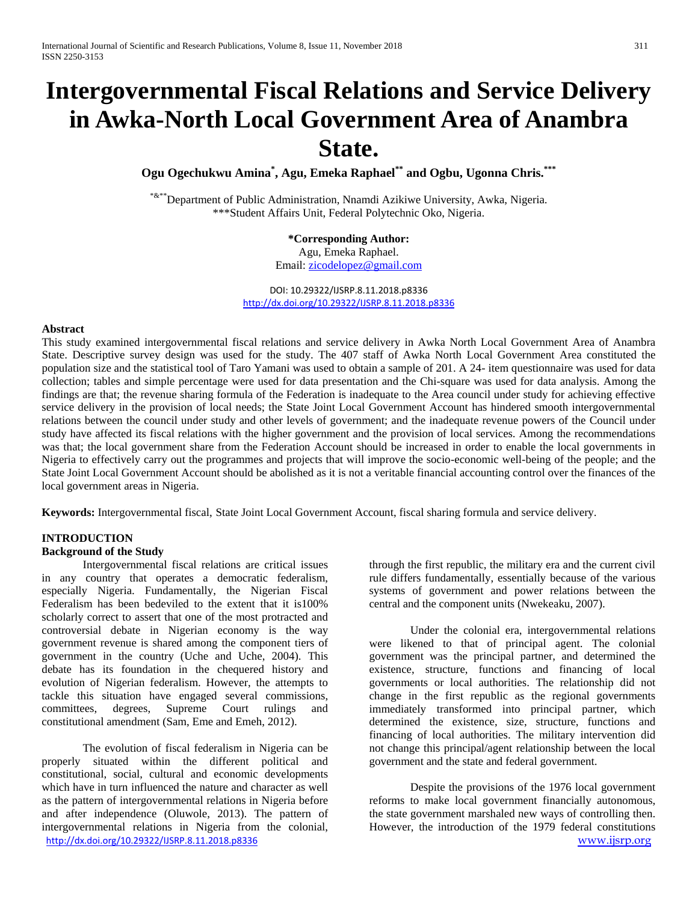# Intergovernmental Fiscal Relations and Service Delivery in Awka-North Local Government Area of Anambra State.

**Ogu Ogechukwu Amina[*], Agu, Emeka Raphael[**] and Ogbu, Ugonna Chris.[***]**

[*&**]Department of Public Administration, Nnamdi Azikiwe University, Awka, Nigeria.
[***]Student Affairs Unit, Federal Polytechnic Oko, Nigeria.

**\*Corresponding Author:**
Agu, Emeka Raphael.
Email: zicodelopez@gmail.com

DOI: 10.29322/IJSRP.8.11.2018.p8336
http://dx.doi.org/10.29322/IJSRP.8.11.2018.p8336

## Abstract

This study examined intergovernmental fiscal relations and service delivery in Awka North Local Government Area of Anambra State. Descriptive survey design was used for the study. The 407 staff of Awka North Local Government Area constituted the population size and the statistical tool of Taro Yamani was used to obtain a sample of 201. A 24- item questionnaire was used for data collection; tables and simple percentage were used for data presentation and the Chi-square was used for data analysis. Among the findings are that; the revenue sharing formula of the Federation is inadequate to the Area council under study for achieving effective service delivery in the provision of local needs; the State Joint Local Government Account has hindered smooth intergovernmental relations between the council under study and other levels of government; and the inadequate revenue powers of the Council under study have affected its fiscal relations with the higher government and the provision of local services. Among the recommendations was that; the local government share from the Federation Account should be increased in order to enable the local governments in Nigeria to effectively carry out the programmes and projects that will improve the socio-economic well-being of the people; and the State Joint Local Government Account should be abolished as it is not a veritable financial accounting control over the finances of the local government areas in Nigeria.

**Keywords:** Intergovernmental fiscal, State Joint Local Government Account, fiscal sharing formula and service delivery.

## INTRODUCTION

### Background of the Study

Intergovernmental fiscal relations are critical issues in any country that operates a democratic federalism, especially Nigeria. Fundamentally, the Nigerian Fiscal Federalism has been bedeviled to the extent that it is100% scholarly correct to assert that one of the most protracted and controversial debate in Nigerian economy is the way government revenue is shared among the component tiers of government in the country (Uche and Uche, 2004). This debate has its foundation in the chequered history and evolution of Nigerian federalism. However, the attempts to tackle this situation have engaged several commissions, committees, degrees, Supreme Court rulings and constitutional amendment (Sam, Eme and Emeh, 2012).

The evolution of fiscal federalism in Nigeria can be properly situated within the different political and constitutional, social, cultural and economic developments which have in turn influenced the nature and character as well as the pattern of intergovernmental relations in Nigeria before and after independence (Oluwole, 2013). The pattern of intergovernmental relations in Nigeria from the colonial, through the first republic, the military era and the current civil rule differs fundamentally, essentially because of the various systems of government and power relations between the central and the component units (Nwekeaku, 2007).

Under the colonial era, intergovernmental relations were likened to that of principal agent. The colonial government was the principal partner, and determined the existence, structure, functions and financing of local governments or local authorities. The relationship did not change in the first republic as the regional governments immediately transformed into principal partner, which determined the existence, size, structure, functions and financing of local authorities. The military intervention did not change this principal/agent relationship between the local government and the state and federal government.

Despite the provisions of the 1976 local government reforms to make local government financially autonomous, the state government marshaled new ways of controlling then. However, the introduction of the 1979 federal constitutions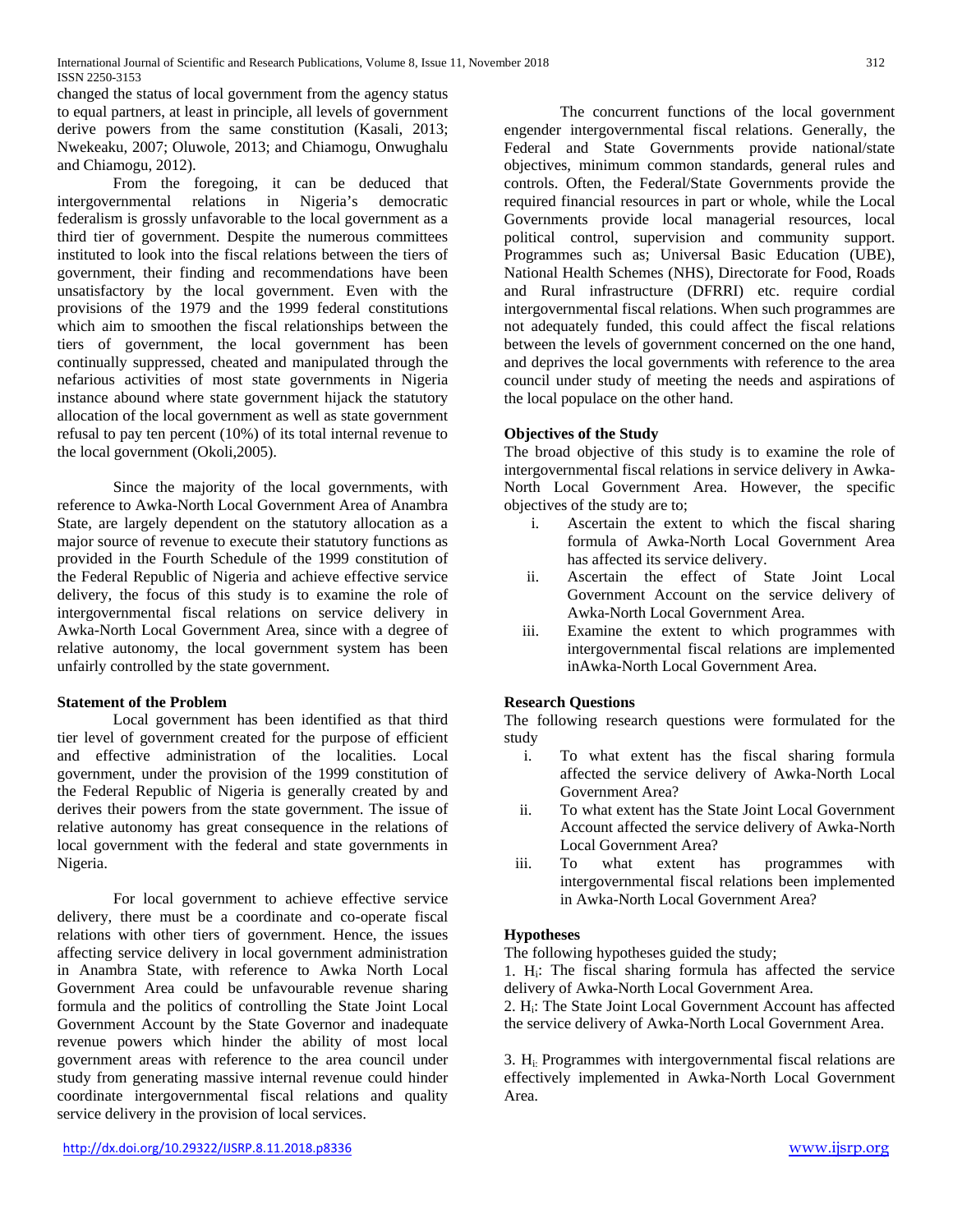changed the status of local government from the agency status to equal partners, at least in principle, all levels of government derive powers from the same constitution (Kasali, 2013; Nwekeaku, 2007; Oluwole, 2013; and Chiamogu, Onwughalu and Chiamogu, 2012).

From the foregoing, it can be deduced that intergovernmental relations in Nigeria's democratic federalism is grossly unfavorable to the local government as a third tier of government. Despite the numerous committees instituted to look into the fiscal relations between the tiers of government, their finding and recommendations have been unsatisfactory by the local government. Even with the provisions of the 1979 and the 1999 federal constitutions which aim to smoothen the fiscal relationships between the tiers of government, the local government has been continually suppressed, cheated and manipulated through the nefarious activities of most state governments in Nigeria instance abound where state government hijack the statutory allocation of the local government as well as state government refusal to pay ten percent (10%) of its total internal revenue to the local government (Okoli,2005).

Since the majority of the local governments, with reference to Awka-North Local Government Area of Anambra State, are largely dependent on the statutory allocation as a major source of revenue to execute their statutory functions as provided in the Fourth Schedule of the 1999 constitution of the Federal Republic of Nigeria and achieve effective service delivery, the focus of this study is to examine the role of intergovernmental fiscal relations on service delivery in Awka-North Local Government Area, since with a degree of relative autonomy, the local government system has been unfairly controlled by the state government.

## Statement of the Problem

Local government has been identified as that third tier level of government created for the purpose of efficient and effective administration of the localities. Local government, under the provision of the 1999 constitution of the Federal Republic of Nigeria is generally created by and derives their powers from the state government. The issue of relative autonomy has great consequence in the relations of local government with the federal and state governments in Nigeria.

For local government to achieve effective service delivery, there must be a coordinate and co-operate fiscal relations with other tiers of government. Hence, the issues affecting service delivery in local government administration in Anambra State, with reference to Awka North Local Government Area could be unfavourable revenue sharing formula and the politics of controlling the State Joint Local Government Account by the State Governor and inadequate revenue powers which hinder the ability of most local government areas with reference to the area council under study from generating massive internal revenue could hinder coordinate intergovernmental fiscal relations and quality service delivery in the provision of local services.

The concurrent functions of the local government engender intergovernmental fiscal relations. Generally, the Federal and State Governments provide national/state objectives, minimum common standards, general rules and controls. Often, the Federal/State Governments provide the required financial resources in part or whole, while the Local Governments provide local managerial resources, local political control, supervision and community support. Programmes such as; Universal Basic Education (UBE), National Health Schemes (NHS), Directorate for Food, Roads and Rural infrastructure (DFRRI) etc. require cordial intergovernmental fiscal relations. When such programmes are not adequately funded, this could affect the fiscal relations between the levels of government concerned on the one hand, and deprives the local governments with reference to the area council under study of meeting the needs and aspirations of the local populace on the other hand.

## Objectives of the Study

The broad objective of this study is to examine the role of intergovernmental fiscal relations in service delivery in Awka-North Local Government Area. However, the specific objectives of the study are to;

i. Ascertain the extent to which the fiscal sharing formula of Awka-North Local Government Area has affected its service delivery.
ii. Ascertain the effect of State Joint Local Government Account on the service delivery of Awka-North Local Government Area.
iii. Examine the extent to which programmes with intergovernmental fiscal relations are implemented inAwka-North Local Government Area.

## Research Questions

The following research questions were formulated for the study

i. To what extent has the fiscal sharing formula affected the service delivery of Awka-North Local Government Area?
ii. To what extent has the State Joint Local Government Account affected the service delivery of Awka-North Local Government Area?
iii. To what extent has programmes with intergovernmental fiscal relations been implemented in Awka-North Local Government Area?

## Hypotheses

The following hypotheses guided the study;

1. $H_i$: The fiscal sharing formula has affected the service delivery of Awka-North Local Government Area.
2. $H_i$: The State Joint Local Government Account has affected the service delivery of Awka-North Local Government Area.

3. $H_{i:}$ Programmes with intergovernmental fiscal relations are effectively implemented in Awka-North Local Government Area.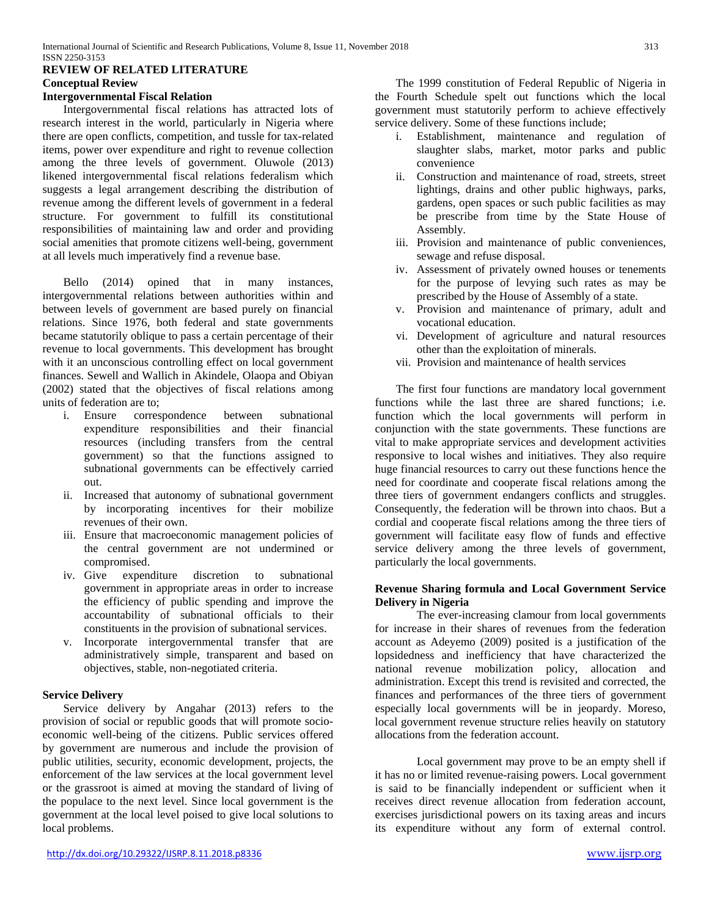## REVIEW OF RELATED LITERATURE

### Conceptual Review

#### Intergovernmental Fiscal Relation

Intergovernmental fiscal relations has attracted lots of research interest in the world, particularly in Nigeria where there are open conflicts, competition, and tussle for tax-related items, power over expenditure and right to revenue collection among the three levels of government. Oluwole (2013) likened intergovernmental fiscal relations federalism which suggests a legal arrangement describing the distribution of revenue among the different levels of government in a federal structure. For government to fulfill its constitutional responsibilities of maintaining law and order and providing social amenities that promote citizens well-being, government at all levels much imperatively find a revenue base.

Bello (2014) opined that in many instances, intergovernmental relations between authorities within and between levels of government are based purely on financial relations. Since 1976, both federal and state governments became statutorily oblique to pass a certain percentage of their revenue to local governments. This development has brought with it an unconscious controlling effect on local government finances. Sewell and Wallich in Akindele, Olaopa and Obiyan (2002) stated that the objectives of fiscal relations among units of federation are to;

i. Ensure correspondence between subnational expenditure responsibilities and their financial resources (including transfers from the central government) so that the functions assigned to subnational governments can be effectively carried out.
ii. Increased that autonomy of subnational government by incorporating incentives for their mobilize revenues of their own.
iii. Ensure that macroeconomic management policies of the central government are not undermined or compromised.
iv. Give expenditure discretion to subnational government in appropriate areas in order to increase the efficiency of public spending and improve the accountability of subnational officials to their constituents in the provision of subnational services.
v. Incorporate intergovernmental transfer that are administratively simple, transparent and based on objectives, stable, non-negotiated criteria.

#### Service Delivery

Service delivery by Angahar (2013) refers to the provision of social or republic goods that will promote socio-economic well-being of the citizens. Public services offered by government are numerous and include the provision of public utilities, security, economic development, projects, the enforcement of the law services at the local government level or the grassroot is aimed at moving the standard of living of the populace to the next level. Since local government is the government at the local level poised to give local solutions to local problems.

The 1999 constitution of Federal Republic of Nigeria in the Fourth Schedule spelt out functions which the local government must statutorily perform to achieve effectively service delivery. Some of these functions include;

i. Establishment, maintenance and regulation of slaughter slabs, market, motor parks and public convenience
ii. Construction and maintenance of road, streets, street lightings, drains and other public highways, parks, gardens, open spaces or such public facilities as may be prescribe from time by the State House of Assembly.
iii. Provision and maintenance of public conveniences, sewage and refuse disposal.
iv. Assessment of privately owned houses or tenements for the purpose of levying such rates as may be prescribed by the House of Assembly of a state.
v. Provision and maintenance of primary, adult and vocational education.
vi. Development of agriculture and natural resources other than the exploitation of minerals.
vii. Provision and maintenance of health services

The first four functions are mandatory local government functions while the last three are shared functions; i.e. function which the local governments will perform in conjunction with the state governments. These functions are vital to make appropriate services and development activities responsive to local wishes and initiatives. They also require huge financial resources to carry out these functions hence the need for coordinate and cooperate fiscal relations among the three tiers of government endangers conflicts and struggles. Consequently, the federation will be thrown into chaos. But a cordial and cooperate fiscal relations among the three tiers of government will facilitate easy flow of funds and effective service delivery among the three levels of government, particularly the local governments.

#### Revenue Sharing formula and Local Government Service Delivery in Nigeria

The ever-increasing clamour from local governments for increase in their shares of revenues from the federation account as Adeyemo (2009) posited is a justification of the lopsidedness and inefficiency that have characterized the national revenue mobilization policy, allocation and administration. Except this trend is revisited and corrected, the finances and performances of the three tiers of government especially local governments will be in jeopardy. Moreso, local government revenue structure relies heavily on statutory allocations from the federation account.

Local government may prove to be an empty shell if it has no or limited revenue-raising powers. Local government is said to be financially independent or sufficient when it receives direct revenue allocation from federation account, exercises jurisdictional powers on its taxing areas and incurs its expenditure without any form of external control.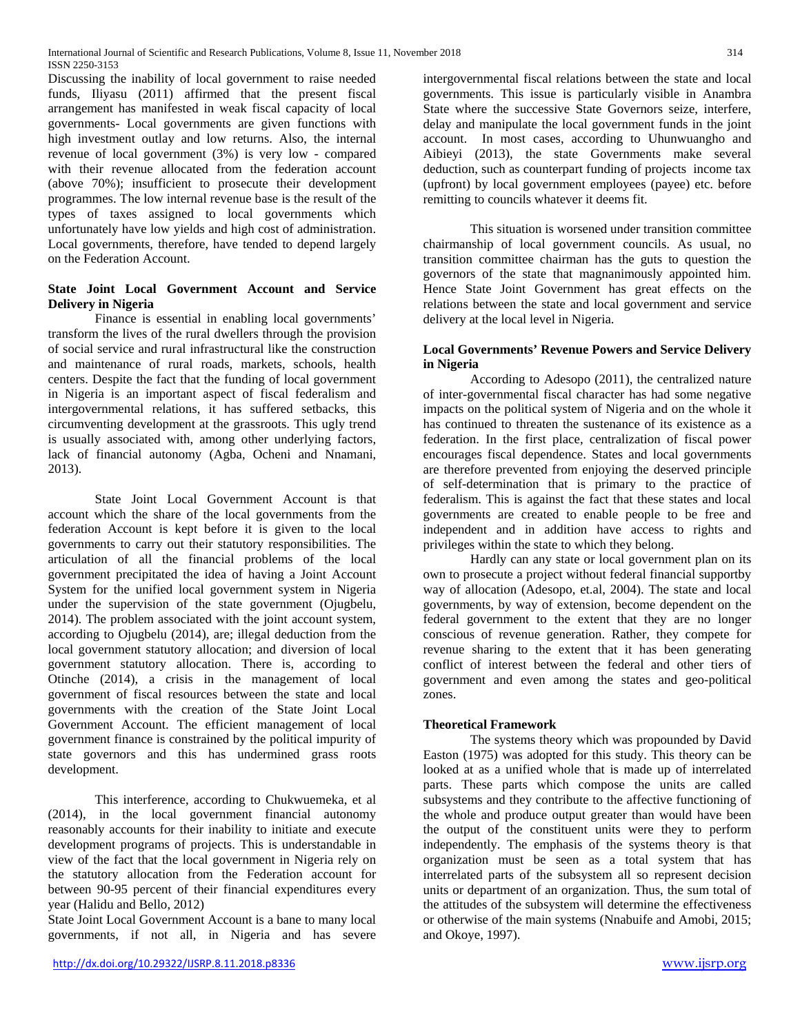Discussing the inability of local government to raise needed funds, Iliyasu (2011) affirmed that the present fiscal arrangement has manifested in weak fiscal capacity of local governments- Local governments are given functions with high investment outlay and low returns. Also, the internal revenue of local government (3%) is very low - compared with their revenue allocated from the federation account (above 70%); insufficient to prosecute their development programmes. The low internal revenue base is the result of the types of taxes assigned to local governments which unfortunately have low yields and high cost of administration. Local governments, therefore, have tended to depend largely on the Federation Account.

### State Joint Local Government Account and Service Delivery in Nigeria

Finance is essential in enabling local governments' transform the lives of the rural dwellers through the provision of social service and rural infrastructural like the construction and maintenance of rural roads, markets, schools, health centers. Despite the fact that the funding of local government in Nigeria is an important aspect of fiscal federalism and intergovernmental relations, it has suffered setbacks, this circumventing development at the grassroots. This ugly trend is usually associated with, among other underlying factors, lack of financial autonomy (Agba, Ocheni and Nnamani, 2013).

State Joint Local Government Account is that account which the share of the local governments from the federation Account is kept before it is given to the local governments to carry out their statutory responsibilities. The articulation of all the financial problems of the local government precipitated the idea of having a Joint Account System for the unified local government system in Nigeria under the supervision of the state government (Ojugbelu, 2014). The problem associated with the joint account system, according to Ojugbelu (2014), are; illegal deduction from the local government statutory allocation; and diversion of local government statutory allocation. There is, according to Otinche (2014), a crisis in the management of local government of fiscal resources between the state and local governments with the creation of the State Joint Local Government Account. The efficient management of local government finance is constrained by the political impurity of state governors and this has undermined grass roots development.

This interference, according to Chukwuemeka, et al (2014), in the local government financial autonomy reasonably accounts for their inability to initiate and execute development programs of projects. This is understandable in view of the fact that the local government in Nigeria rely on the statutory allocation from the Federation account for between 90-95 percent of their financial expenditures every year (Halidu and Bello, 2012)

State Joint Local Government Account is a bane to many local governments, if not all, in Nigeria and has severe intergovernmental fiscal relations between the state and local governments. This issue is particularly visible in Anambra State where the successive State Governors seize, interfere, delay and manipulate the local government funds in the joint account. In most cases, according to Uhunwuangho and Aibieyi (2013), the state Governments make several deduction, such as counterpart funding of projects income tax (upfront) by local government employees (payee) etc. before remitting to councils whatever it deems fit.

This situation is worsened under transition committee chairmanship of local government councils. As usual, no transition committee chairman has the guts to question the governors of the state that magnanimously appointed him. Hence State Joint Government has great effects on the relations between the state and local government and service delivery at the local level in Nigeria.

### Local Governments' Revenue Powers and Service Delivery in Nigeria

According to Adesopo (2011), the centralized nature of inter-governmental fiscal character has had some negative impacts on the political system of Nigeria and on the whole it has continued to threaten the sustenance of its existence as a federation. In the first place, centralization of fiscal power encourages fiscal dependence. States and local governments are therefore prevented from enjoying the deserved principle of self-determination that is primary to the practice of federalism. This is against the fact that these states and local governments are created to enable people to be free and independent and in addition have access to rights and privileges within the state to which they belong.

Hardly can any state or local government plan on its own to prosecute a project without federal financial supportby way of allocation (Adesopo, et.al, 2004). The state and local governments, by way of extension, become dependent on the federal government to the extent that they are no longer conscious of revenue generation. Rather, they compete for revenue sharing to the extent that it has been generating conflict of interest between the federal and other tiers of government and even among the states and geo-political zones.

### Theoretical Framework

The systems theory which was propounded by David Easton (1975) was adopted for this study. This theory can be looked at as a unified whole that is made up of interrelated parts. These parts which compose the units are called subsystems and they contribute to the affective functioning of the whole and produce output greater than would have been the output of the constituent units were they to perform independently. The emphasis of the systems theory is that organization must be seen as a total system that has interrelated parts of the subsystem all so represent decision units or department of an organization. Thus, the sum total of the attitudes of the subsystem will determine the effectiveness or otherwise of the main systems (Nnabuife and Amobi, 2015; and Okoye, 1997).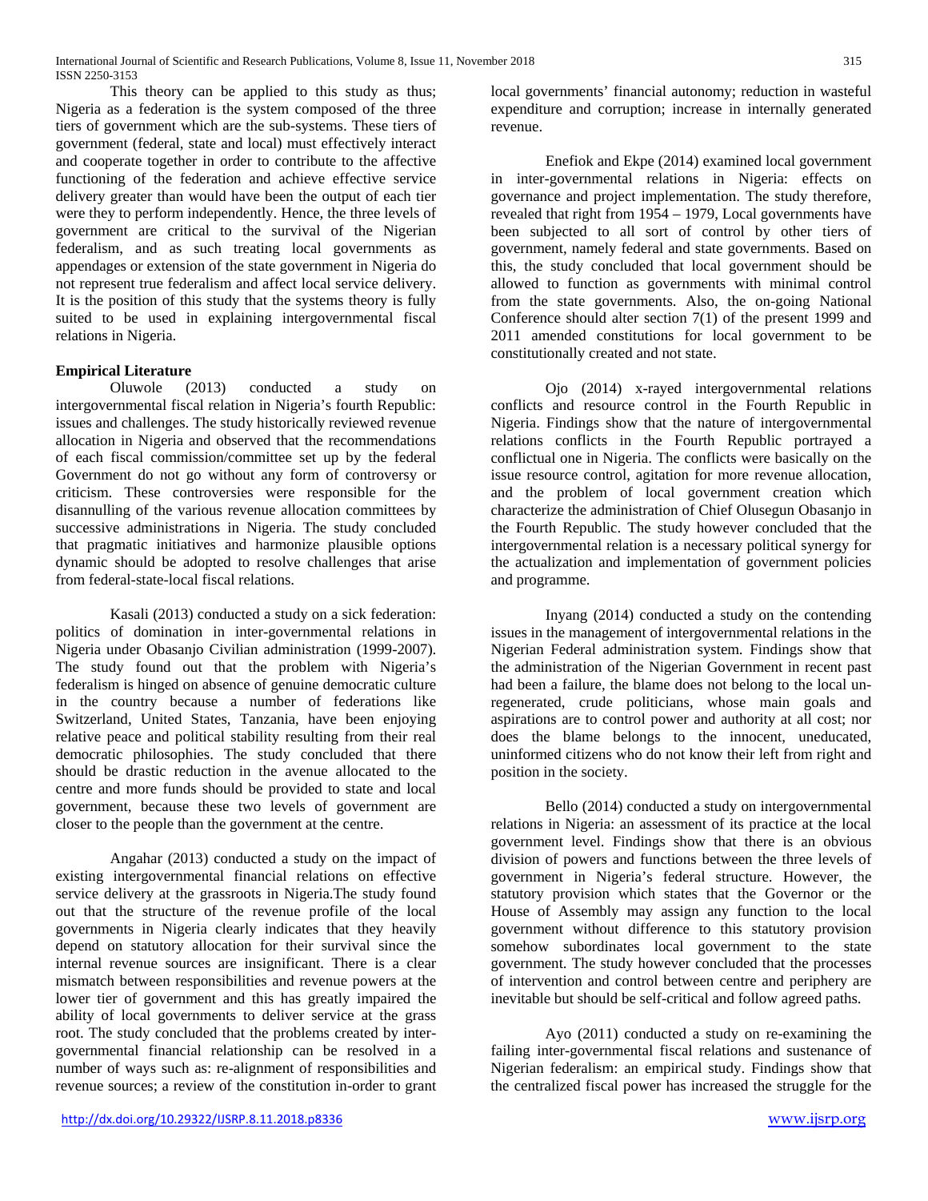This theory can be applied to this study as thus; Nigeria as a federation is the system composed of the three tiers of government which are the sub-systems. These tiers of government (federal, state and local) must effectively interact and cooperate together in order to contribute to the affective functioning of the federation and achieve effective service delivery greater than would have been the output of each tier were they to perform independently. Hence, the three levels of government are critical to the survival of the Nigerian federalism, and as such treating local governments as appendages or extension of the state government in Nigeria do not represent true federalism and affect local service delivery. It is the position of this study that the systems theory is fully suited to be used in explaining intergovernmental fiscal relations in Nigeria.

**Empirical Literature**

Oluwole (2013) conducted a study on intergovernmental fiscal relation in Nigeria's fourth Republic: issues and challenges. The study historically reviewed revenue allocation in Nigeria and observed that the recommendations of each fiscal commission/committee set up by the federal Government do not go without any form of controversy or criticism. These controversies were responsible for the disannulling of the various revenue allocation committees by successive administrations in Nigeria. The study concluded that pragmatic initiatives and harmonize plausible options dynamic should be adopted to resolve challenges that arise from federal-state-local fiscal relations.

Kasali (2013) conducted a study on a sick federation: politics of domination in inter-governmental relations in Nigeria under Obasanjo Civilian administration (1999-2007). The study found out that the problem with Nigeria's federalism is hinged on absence of genuine democratic culture in the country because a number of federations like Switzerland, United States, Tanzania, have been enjoying relative peace and political stability resulting from their real democratic philosophies. The study concluded that there should be drastic reduction in the avenue allocated to the centre and more funds should be provided to state and local government, because these two levels of government are closer to the people than the government at the centre.

Angahar (2013) conducted a study on the impact of existing intergovernmental financial relations on effective service delivery at the grassroots in Nigeria.The study found out that the structure of the revenue profile of the local governments in Nigeria clearly indicates that they heavily depend on statutory allocation for their survival since the internal revenue sources are insignificant. There is a clear mismatch between responsibilities and revenue powers at the lower tier of government and this has greatly impaired the ability of local governments to deliver service at the grass root. The study concluded that the problems created by inter-governmental financial relationship can be resolved in a number of ways such as: re-alignment of responsibilities and revenue sources; a review of the constitution in-order to grant local governments' financial autonomy; reduction in wasteful expenditure and corruption; increase in internally generated revenue.

Enefiok and Ekpe (2014) examined local government in inter-governmental relations in Nigeria: effects on governance and project implementation. The study therefore, revealed that right from 1954 – 1979, Local governments have been subjected to all sort of control by other tiers of government, namely federal and state governments. Based on this, the study concluded that local government should be allowed to function as governments with minimal control from the state governments. Also, the on-going National Conference should alter section 7(1) of the present 1999 and 2011 amended constitutions for local government to be constitutionally created and not state.

Ojo (2014) x-rayed intergovernmental relations conflicts and resource control in the Fourth Republic in Nigeria. Findings show that the nature of intergovernmental relations conflicts in the Fourth Republic portrayed a conflictual one in Nigeria. The conflicts were basically on the issue resource control, agitation for more revenue allocation, and the problem of local government creation which characterize the administration of Chief Olusegun Obasanjo in the Fourth Republic. The study however concluded that the intergovernmental relation is a necessary political synergy for the actualization and implementation of government policies and programme.

Inyang (2014) conducted a study on the contending issues in the management of intergovernmental relations in the Nigerian Federal administration system. Findings show that the administration of the Nigerian Government in recent past had been a failure, the blame does not belong to the local un-regenerated, crude politicians, whose main goals and aspirations are to control power and authority at all cost; nor does the blame belongs to the innocent, uneducated, uninformed citizens who do not know their left from right and position in the society.

Bello (2014) conducted a study on intergovernmental relations in Nigeria: an assessment of its practice at the local government level. Findings show that there is an obvious division of powers and functions between the three levels of government in Nigeria's federal structure. However, the statutory provision which states that the Governor or the House of Assembly may assign any function to the local government without difference to this statutory provision somehow subordinates local government to the state government. The study however concluded that the processes of intervention and control between centre and periphery are inevitable but should be self-critical and follow agreed paths.

Ayo (2011) conducted a study on re-examining the failing inter-governmental fiscal relations and sustenance of Nigerian federalism: an empirical study. Findings show that the centralized fiscal power has increased the struggle for the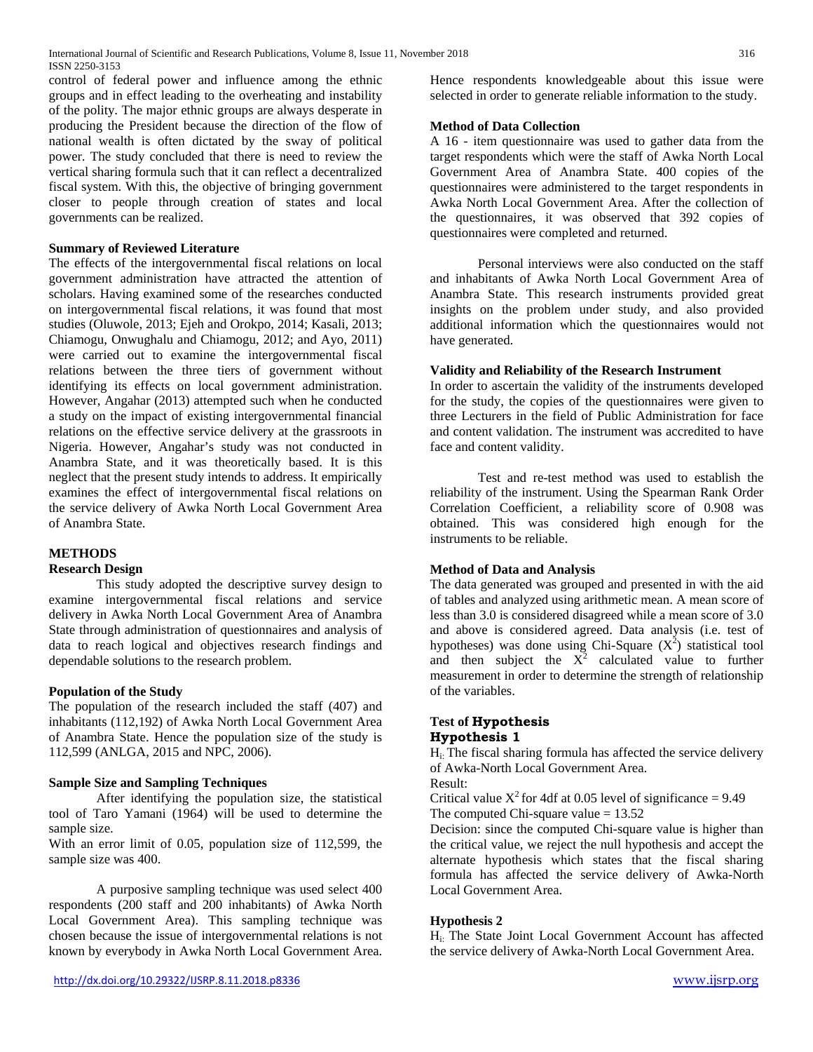control of federal power and influence among the ethnic groups and in effect leading to the overheating and instability of the polity. The major ethnic groups are always desperate in producing the President because the direction of the flow of national wealth is often dictated by the sway of political power. The study concluded that there is need to review the vertical sharing formula such that it can reflect a decentralized fiscal system. With this, the objective of bringing government closer to people through creation of states and local governments can be realized.

**Summary of Reviewed Literature**

The effects of the intergovernmental fiscal relations on local government administration have attracted the attention of scholars. Having examined some of the researches conducted on intergovernmental fiscal relations, it was found that most studies (Oluwole, 2013; Ejeh and Orokpo, 2014; Kasali, 2013; Chiamogu, Onwughalu and Chiamogu, 2012; and Ayo, 2011) were carried out to examine the intergovernmental fiscal relations between the three tiers of government without identifying its effects on local government administration. However, Angahar (2013) attempted such when he conducted a study on the impact of existing intergovernmental financial relations on the effective service delivery at the grassroots in Nigeria. However, Angahar's study was not conducted in Anambra State, and it was theoretically based. It is this neglect that the present study intends to address. It empirically examines the effect of intergovernmental fiscal relations on the service delivery of Awka North Local Government Area of Anambra State.

## METHODS

**Research Design**

This study adopted the descriptive survey design to examine intergovernmental fiscal relations and service delivery in Awka North Local Government Area of Anambra State through administration of questionnaires and analysis of data to reach logical and objectives research findings and dependable solutions to the research problem.

**Population of the Study**

The population of the research included the staff (407) and inhabitants (112,192) of Awka North Local Government Area of Anambra State. Hence the population size of the study is 112,599 (ANLGA, 2015 and NPC, 2006).

**Sample Size and Sampling Techniques**

After identifying the population size, the statistical tool of Taro Yamani (1964) will be used to determine the sample size.

With an error limit of 0.05, population size of 112,599, the sample size was 400.

A purposive sampling technique was used select 400 respondents (200 staff and 200 inhabitants) of Awka North Local Government Area). This sampling technique was chosen because the issue of intergovernmental relations is not known by everybody in Awka North Local Government Area. Hence respondents knowledgeable about this issue were selected in order to generate reliable information to the study.

**Method of Data Collection**

A 16 - item questionnaire was used to gather data from the target respondents which were the staff of Awka North Local Government Area of Anambra State. 400 copies of the questionnaires were administered to the target respondents in Awka North Local Government Area. After the collection of the questionnaires, it was observed that 392 copies of questionnaires were completed and returned.

Personal interviews were also conducted on the staff and inhabitants of Awka North Local Government Area of Anambra State. This research instruments provided great insights on the problem under study, and also provided additional information which the questionnaires would not have generated.

**Validity and Reliability of the Research Instrument**

In order to ascertain the validity of the instruments developed for the study, the copies of the questionnaires were given to three Lecturers in the field of Public Administration for face and content validation. The instrument was accredited to have face and content validity.

Test and re-test method was used to establish the reliability of the instrument. Using the Spearman Rank Order Correlation Coefficient, a reliability score of 0.908 was obtained. This was considered high enough for the instruments to be reliable.

**Method of Data and Analysis**

The data generated was grouped and presented in with the aid of tables and analyzed using arithmetic mean. A mean score of less than 3.0 is considered disagreed while a mean score of 3.0 and above is considered agreed. Data analysis (i.e. test of hypotheses) was done using Chi-Square ($X^2$) statistical tool and then subject the $X^2$ calculated value to further measurement in order to determine the strength of relationship of the variables.

**Test of Hypothesis**

**Hypothesis 1**

$H_i$: The fiscal sharing formula has affected the service delivery of Awka-North Local Government Area.

Result:

Critical value $X^2$ for 4df at 0.05 level of significance = 9.49

The computed Chi-square value = 13.52

Decision: since the computed Chi-square value is higher than the critical value, we reject the null hypothesis and accept the alternate hypothesis which states that the fiscal sharing formula has affected the service delivery of Awka-North Local Government Area.

**Hypothesis 2**

$H_i$: The State Joint Local Government Account has affected the service delivery of Awka-North Local Government Area.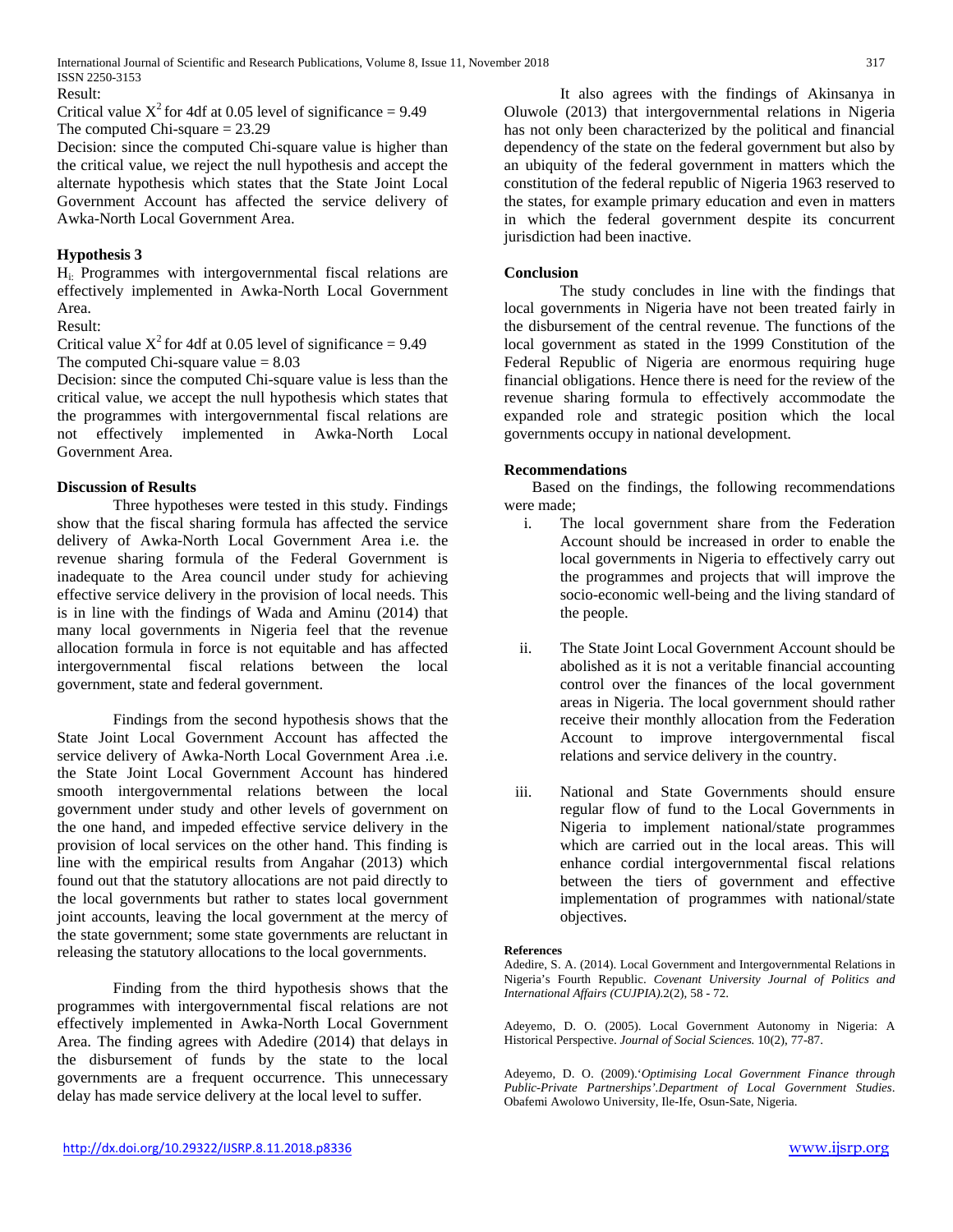Result:

Critical value $X^2$ for 4df at 0.05 level of significance = 9.49

The computed Chi-square = 23.29

Decision: since the computed Chi-square value is higher than the critical value, we reject the null hypothesis and accept the alternate hypothesis which states that the State Joint Local Government Account has affected the service delivery of Awka-North Local Government Area.

### Hypothesis 3

$H_i$: Programmes with intergovernmental fiscal relations are effectively implemented in Awka-North Local Government Area.

Result:

Critical value $X^2$ for 4df at 0.05 level of significance = 9.49

The computed Chi-square value = 8.03

Decision: since the computed Chi-square value is less than the critical value, we accept the null hypothesis which states that the programmes with intergovernmental fiscal relations are not effectively implemented in Awka-North Local Government Area.

### Discussion of Results

Three hypotheses were tested in this study. Findings show that the fiscal sharing formula has affected the service delivery of Awka-North Local Government Area i.e. the revenue sharing formula of the Federal Government is inadequate to the Area council under study for achieving effective service delivery in the provision of local needs. This is in line with the findings of Wada and Aminu (2014) that many local governments in Nigeria feel that the revenue allocation formula in force is not equitable and has affected intergovernmental fiscal relations between the local government, state and federal government.

Findings from the second hypothesis shows that the State Joint Local Government Account has affected the service delivery of Awka-North Local Government Area .i.e. the State Joint Local Government Account has hindered smooth intergovernmental relations between the local government under study and other levels of government on the one hand, and impeded effective service delivery in the provision of local services on the other hand. This finding is line with the empirical results from Angahar (2013) which found out that the statutory allocations are not paid directly to the local governments but rather to states local government joint accounts, leaving the local government at the mercy of the state government; some state governments are reluctant in releasing the statutory allocations to the local governments.

Finding from the third hypothesis shows that the programmes with intergovernmental fiscal relations are not effectively implemented in Awka-North Local Government Area. The finding agrees with Adedire (2014) that delays in the disbursement of funds by the state to the local governments are a frequent occurrence. This unnecessary delay has made service delivery at the local level to suffer.

It also agrees with the findings of Akinsanya in Oluwole (2013) that intergovernmental relations in Nigeria has not only been characterized by the political and financial dependency of the state on the federal government but also by an ubiquity of the federal government in matters which the constitution of the federal republic of Nigeria 1963 reserved to the states, for example primary education and even in matters in which the federal government despite its concurrent jurisdiction had been inactive.

### Conclusion

The study concludes in line with the findings that local governments in Nigeria have not been treated fairly in the disbursement of the central revenue. The functions of the local government as stated in the 1999 Constitution of the Federal Republic of Nigeria are enormous requiring huge financial obligations. Hence there is need for the review of the revenue sharing formula to effectively accommodate the expanded role and strategic position which the local governments occupy in national development.

### Recommendations

Based on the findings, the following recommendations were made;

i. The local government share from the Federation Account should be increased in order to enable the local governments in Nigeria to effectively carry out the programmes and projects that will improve the socio-economic well-being and the living standard of the people.

ii. The State Joint Local Government Account should be abolished as it is not a veritable financial accounting control over the finances of the local government areas in Nigeria. The local government should rather receive their monthly allocation from the Federation Account to improve intergovernmental fiscal relations and service delivery in the country.

iii. National and State Governments should ensure regular flow of fund to the Local Governments in Nigeria to implement national/state programmes which are carried out in the local areas. This will enhance cordial intergovernmental fiscal relations between the tiers of government and effective implementation of programmes with national/state objectives.

#### References

Adedire, S. A. (2014). Local Government and Intergovernmental Relations in Nigeria's Fourth Republic. *Covenant University Journal of Politics and International Affairs (CUJPIA).*2(2), 58 - 72.

Adeyemo, D. O. (2005). Local Government Autonomy in Nigeria: A Historical Perspective. *Journal of Social Sciences.* 10(2), 77-87.

Adeyemo, D. O. (2009).'*Optimising Local Government Finance through Public-Private Partnerships'.Department of Local Government Studies*. Obafemi Awolowo University, Ile-Ife, Osun-Sate, Nigeria.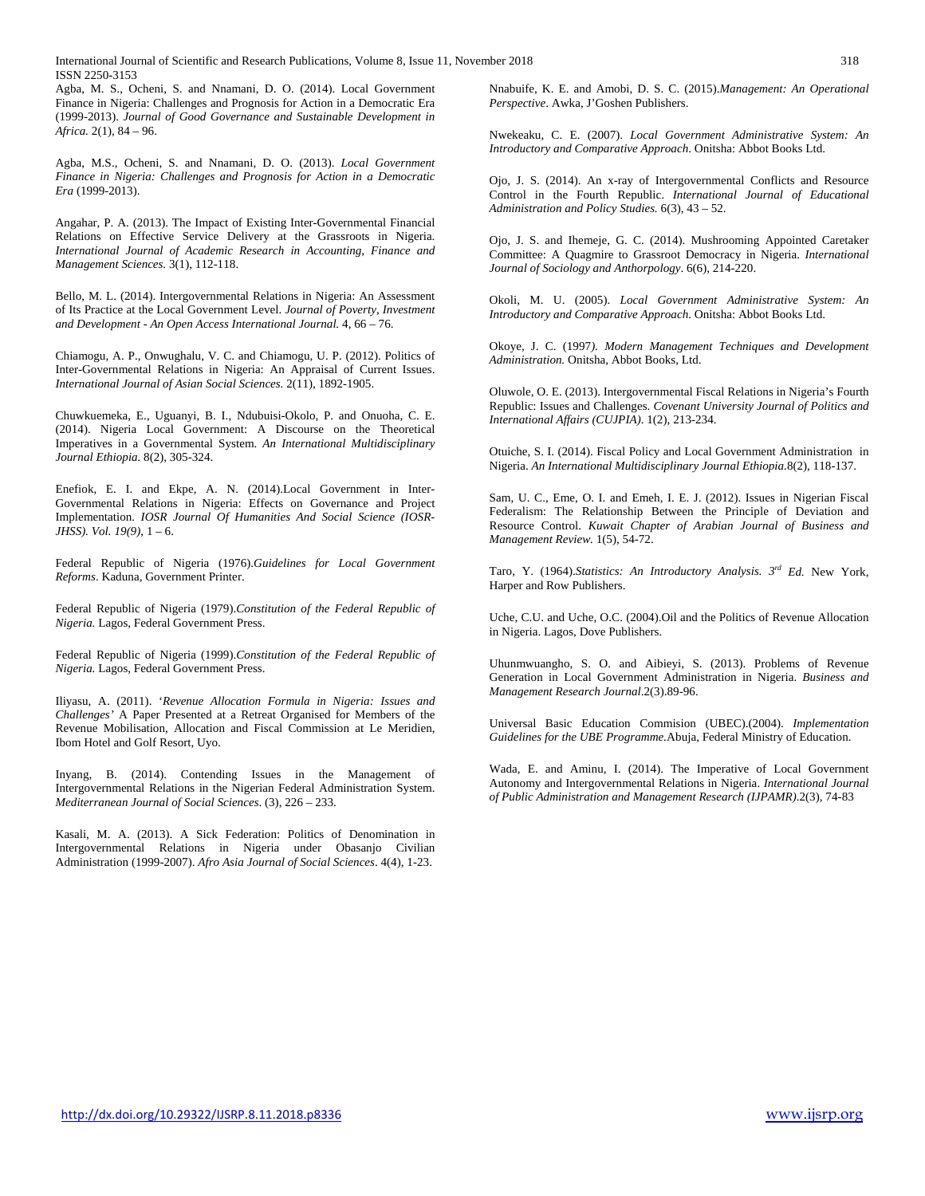Agba, M. S., Ocheni, S. and Nnamani, D. O. (2014). Local Government Finance in Nigeria: Challenges and Prognosis for Action in a Democratic Era (1999-2013). *Journal of Good Governance and Sustainable Development in Africa.* 2(1), 84 – 96.

Agba, M.S., Ocheni, S. and Nnamani, D. O. (2013). *Local Government Finance in Nigeria: Challenges and Prognosis for Action in a Democratic Era* (1999-2013).

Angahar, P. A. (2013). The Impact of Existing Inter-Governmental Financial Relations on Effective Service Delivery at the Grassroots in Nigeria. *International Journal of Academic Research in Accounting, Finance and Management Sciences.* 3(1), 112-118.

Bello, M. L. (2014). Intergovernmental Relations in Nigeria: An Assessment of Its Practice at the Local Government Level. *Journal of Poverty, Investment and Development - An Open Access International Journal.* 4, 66 – 76.

Chiamogu, A. P., Onwughalu, V. C. and Chiamogu, U. P. (2012). Politics of Inter-Governmental Relations in Nigeria: An Appraisal of Current Issues. *International Journal of Asian Social Sciences.* 2(11), 1892-1905.

Chuwkuemeka, E., Uguanyi, B. I., Ndubuisi-Okolo, P. and Onuoha, C. E. (2014). Nigeria Local Government: A Discourse on the Theoretical Imperatives in a Governmental System. *An International Multidisciplinary Journal Ethiopia.* 8(2), 305-324.

Enefiok, E. I. and Ekpe, A. N. (2014).Local Government in Inter-Governmental Relations in Nigeria: Effects on Governance and Project Implementation. *IOSR Journal Of Humanities And Social Science (IOSR-JHSS). Vol. 19(9)*, 1 – 6.

Federal Republic of Nigeria (1976).*Guidelines for Local Government Reforms*. Kaduna, Government Printer.

Federal Republic of Nigeria (1979).*Constitution of the Federal Republic of Nigeria.* Lagos, Federal Government Press.

Federal Republic of Nigeria (1999).*Constitution of the Federal Republic of Nigeria.* Lagos, Federal Government Press.

Iliyasu, A. (2011). '*Revenue Allocation Formula in Nigeria: Issues and Challenges'* A Paper Presented at a Retreat Organised for Members of the Revenue Mobilisation, Allocation and Fiscal Commission at Le Meridien, Ibom Hotel and Golf Resort, Uyo.

Inyang, B. (2014). Contending Issues in the Management of Intergovernmental Relations in the Nigerian Federal Administration System. *Mediterranean Journal of Social Sciences.* (3), 226 – 233.

Kasali, M. A. (2013). A Sick Federation: Politics of Denomination in Intergovernmental Relations in Nigeria under Obasanjo Civilian Administration (1999-2007). *Afro Asia Journal of Social Sciences*. 4(4), 1-23.

Nnabuife, K. E. and Amobi, D. S. C. (2015).*Management: An Operational Perspective*. Awka, J'Goshen Publishers.

Nwekeaku, C. E. (2007). *Local Government Administrative System: An Introductory and Comparative Approach*. Onitsha: Abbot Books Ltd.

Ojo, J. S. (2014). An x-ray of Intergovernmental Conflicts and Resource Control in the Fourth Republic. *International Journal of Educational Administration and Policy Studies.* 6(3), 43 – 52.

Ojo, J. S. and Ihemeje, G. C. (2014). Mushrooming Appointed Caretaker Committee: A Quagmire to Grassroot Democracy in Nigeria. *International Journal of Sociology and Anthorpology*. 6(6), 214-220.

Okoli, M. U. (2005). *Local Government Administrative System: An Introductory and Comparative Approach*. Onitsha: Abbot Books Ltd.

Okoye, J. C. (1997*). Modern Management Techniques and Development Administration.* Onitsha, Abbot Books, Ltd.

Oluwole, O. E. (2013). Intergovernmental Fiscal Relations in Nigeria's Fourth Republic: Issues and Challenges. *Covenant University Journal of Politics and International Affairs (CUJPIA)*. 1(2), 213-234.

Otuiche, S. I. (2014). Fiscal Policy and Local Government Administration in Nigeria. *An International Multidisciplinary Journal Ethiopia.*8(2), 118-137.

Sam, U. C., Eme, O. I. and Emeh, I. E. J. (2012). Issues in Nigerian Fiscal Federalism: The Relationship Between the Principle of Deviation and Resource Control. *Kuwait Chapter of Arabian Journal of Business and Management Review.* 1(5), 54-72.

Taro, Y. (1964).*Statistics: An Introductory Analysis. 3rd Ed.* New York, Harper and Row Publishers.

Uche, C.U. and Uche, O.C. (2004).Oil and the Politics of Revenue Allocation in Nigeria. Lagos, Dove Publishers.

Uhunmwuangho, S. O. and Aibieyi, S. (2013). Problems of Revenue Generation in Local Government Administration in Nigeria. *Business and Management Research Journal*.2(3).89-96.

Universal Basic Education Commision (UBEC).(2004). *Implementation Guidelines for the UBE Programme.*Abuja, Federal Ministry of Education.

Wada, E. and Aminu, I. (2014). The Imperative of Local Government Autonomy and Intergovernmental Relations in Nigeria. *International Journal of Public Administration and Management Research (IJPAMR)*.2(3), 74-83